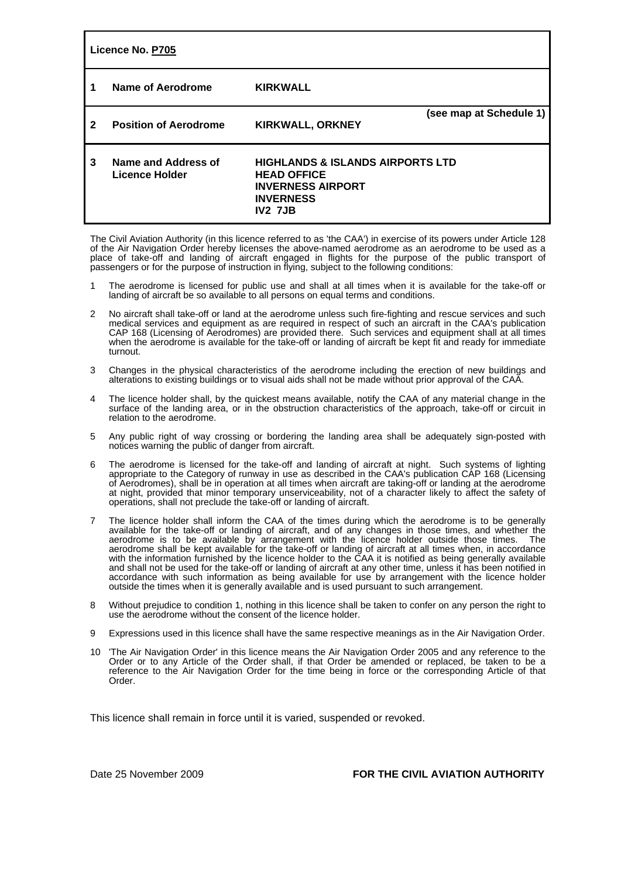**Licence No. P705**

| | | |
|---|---|---|
| **1** | **Name of Aerodrome** | **KIRKWALL** |
| **2** | **Position of Aerodrome** | **KIRKWALL, ORKNEY** **(see map at Schedule 1)** |
| **3** | **Name and Address of Licence Holder** | **HIGHLANDS & ISLANDS AIRPORTS LTD**<br>**HEAD OFFICE**<br>**INVERNESS AIRPORT**<br>**INVERNESS**<br>**IV2 7JB** |

The Civil Aviation Authority (in this licence referred to as 'the CAA') in exercise of its powers under Article 128 of the Air Navigation Order hereby licenses the above-named aerodrome as an aerodrome to be used as a place of take-off and landing of aircraft engaged in flights for the purpose of the public transport of passengers or for the purpose of instruction in flying, subject to the following conditions:

1 The aerodrome is licensed for public use and shall at all times when it is available for the take-off or landing of aircraft be so available to all persons on equal terms and conditions.

2 No aircraft shall take-off or land at the aerodrome unless such fire-fighting and rescue services and such medical services and equipment as are required in respect of such an aircraft in the CAA's publication CAP 168 (Licensing of Aerodromes) are provided there. Such services and equipment shall at all times when the aerodrome is available for the take-off or landing of aircraft be kept fit and ready for immediate turnout.

3 Changes in the physical characteristics of the aerodrome including the erection of new buildings and alterations to existing buildings or to visual aids shall not be made without prior approval of the CAA.

4 The licence holder shall, by the quickest means available, notify the CAA of any material change in the surface of the landing area, or in the obstruction characteristics of the approach, take-off or circuit in relation to the aerodrome.

5 Any public right of way crossing or bordering the landing area shall be adequately sign-posted with notices warning the public of danger from aircraft.

6 The aerodrome is licensed for the take-off and landing of aircraft at night. Such systems of lighting appropriate to the Category of runway in use as described in the CAA's publication CAP 168 (Licensing of Aerodromes), shall be in operation at all times when aircraft are taking-off or landing at the aerodrome at night, provided that minor temporary unserviceability, not of a character likely to affect the safety of operations, shall not preclude the take-off or landing of aircraft.

7 The licence holder shall inform the CAA of the times during which the aerodrome is to be generally available for the take-off or landing of aircraft, and of any changes in those times, and whether the aerodrome is to be available by arrangement with the licence holder outside those times. The aerodrome shall be kept available for the take-off or landing of aircraft at all times when, in accordance with the information furnished by the licence holder to the CAA it is notified as being generally available and shall not be used for the take-off or landing of aircraft at any other time, unless it has been notified in accordance with such information as being available for use by arrangement with the licence holder outside the times when it is generally available and is used pursuant to such arrangement.

8 Without prejudice to condition 1, nothing in this licence shall be taken to confer on any person the right to use the aerodrome without the consent of the licence holder.

9 Expressions used in this licence shall have the same respective meanings as in the Air Navigation Order.

10 'The Air Navigation Order' in this licence means the Air Navigation Order 2005 and any reference to the Order or to any Article of the Order shall, if that Order be amended or replaced, be taken to be a reference to the Air Navigation Order for the time being in force or the corresponding Article of that Order.

This licence shall remain in force until it is varied, suspended or revoked.

Date 25 November 2009 **FOR THE CIVIL AVIATION AUTHORITY**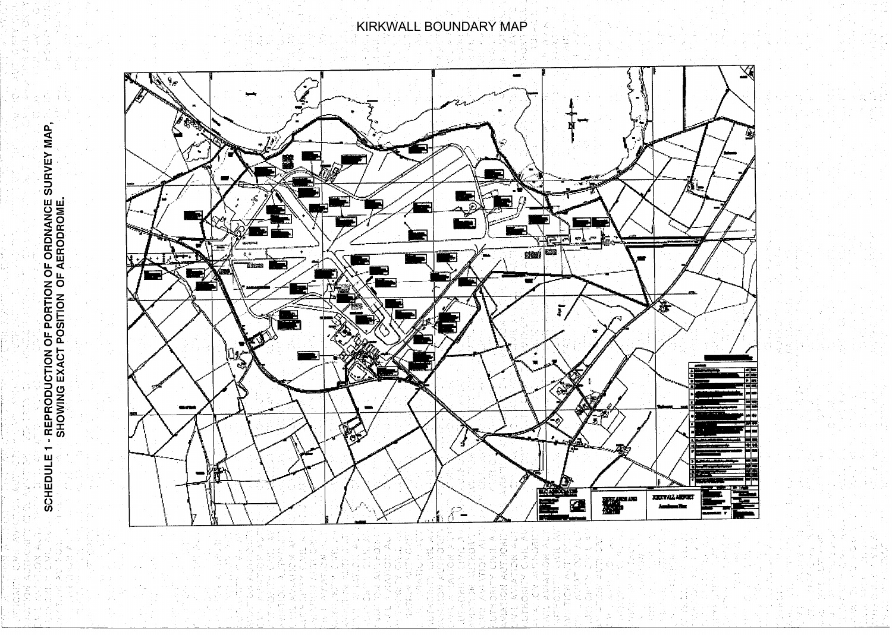KIRKWALL BOUNDARY MAP

SCHEDULE 1 - REPRODUCTION OF PORTION OF ORDNANCE SURVEY MAP, SHOWING EXACT POSITION OF AERODROME.